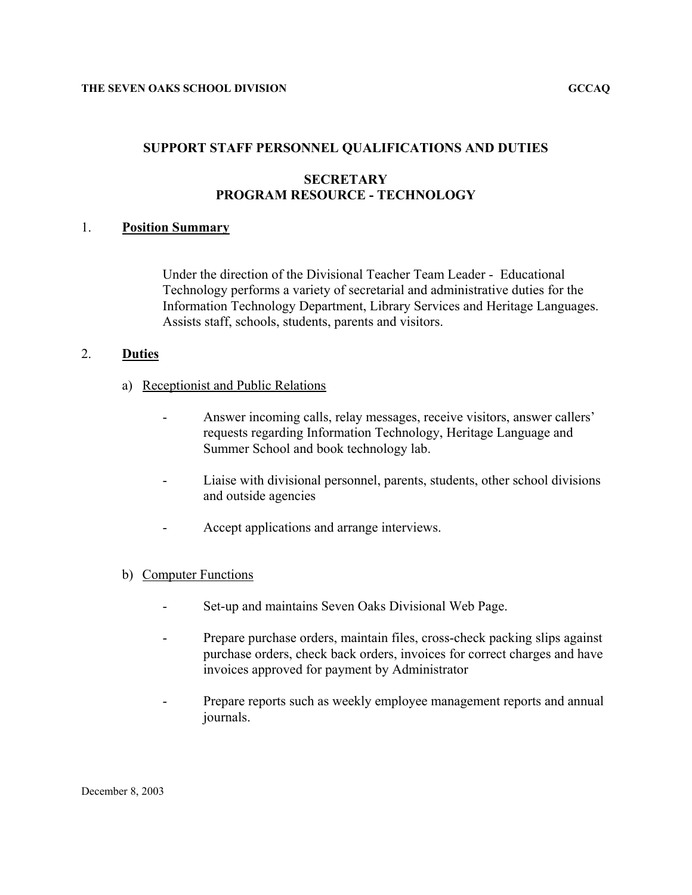**THE SEVEN OAKS SCHOOL DIVISION** **GCCAQ**

# SUPPORT STAFF PERSONNEL QUALIFICATIONS AND DUTIES

## SECRETARY
## PROGRAM RESOURCE - TECHNOLOGY

### 1. Position Summary

Under the direction of the Divisional Teacher Team Leader - Educational Technology performs a variety of secretarial and administrative duties for the Information Technology Department, Library Services and Heritage Languages. Assists staff, schools, students, parents and visitors.

### 2. Duties

a) Receptionist and Public Relations

- Answer incoming calls, relay messages, receive visitors, answer callers' requests regarding Information Technology, Heritage Language and Summer School and book technology lab.
- Liaise with divisional personnel, parents, students, other school divisions and outside agencies
- Accept applications and arrange interviews.

b) Computer Functions

- Set-up and maintains Seven Oaks Divisional Web Page.
- Prepare purchase orders, maintain files, cross-check packing slips against purchase orders, check back orders, invoices for correct charges and have invoices approved for payment by Administrator
- Prepare reports such as weekly employee management reports and annual journals.

December 8, 2003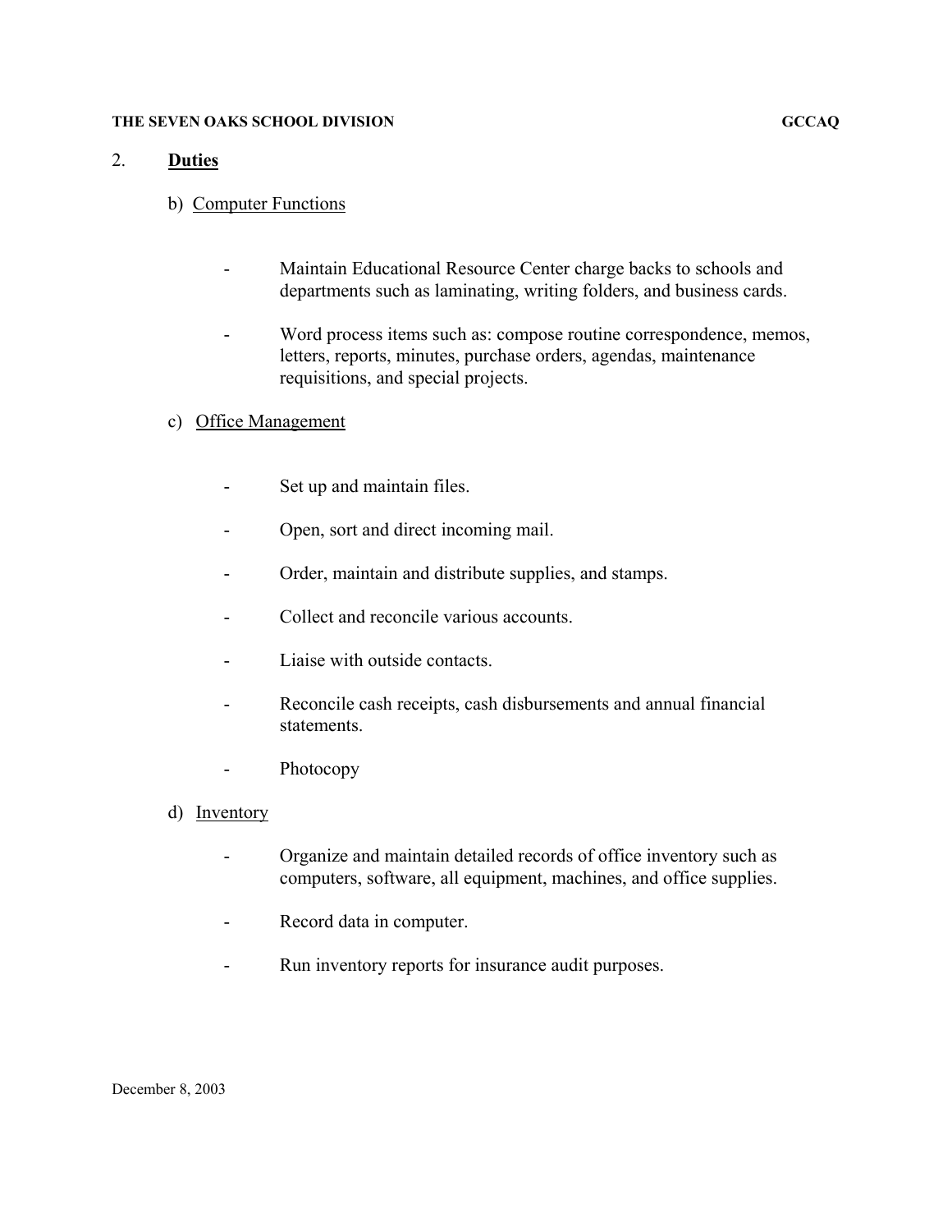## 2. Duties

### b) Computer Functions

- Maintain Educational Resource Center charge backs to schools and departments such as laminating, writing folders, and business cards.
- Word process items such as: compose routine correspondence, memos, letters, reports, minutes, purchase orders, agendas, maintenance requisitions, and special projects.

### c) Office Management

- Set up and maintain files.
- Open, sort and direct incoming mail.
- Order, maintain and distribute supplies, and stamps.
- Collect and reconcile various accounts.
- Liaise with outside contacts.
- Reconcile cash receipts, cash disbursements and annual financial statements.
- Photocopy

### d) Inventory

- Organize and maintain detailed records of office inventory such as computers, software, all equipment, machines, and office supplies.
- Record data in computer.
- Run inventory reports for insurance audit purposes.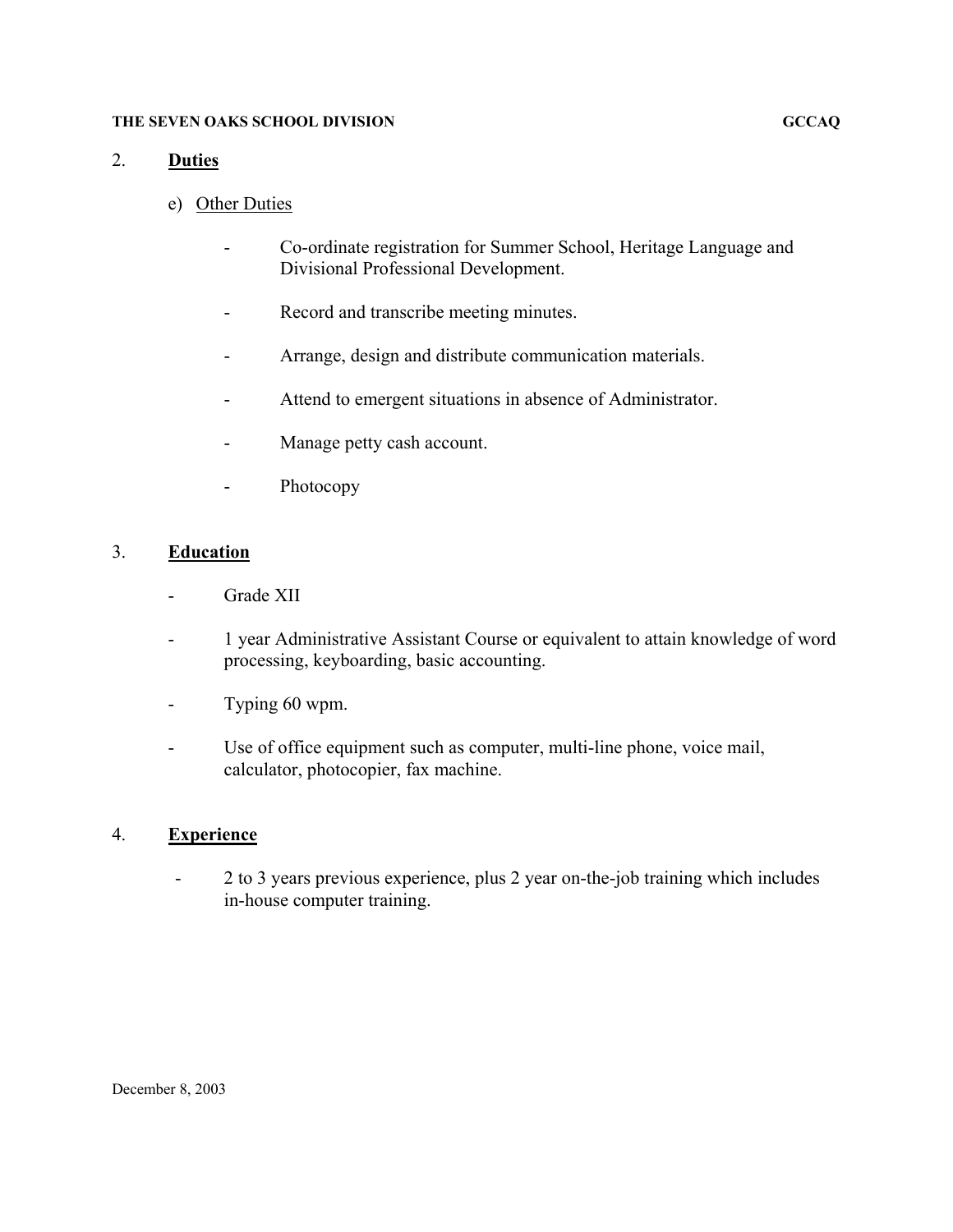## 2. **Duties**

e) Other Duties

- Co-ordinate registration for Summer School, Heritage Language and Divisional Professional Development.
- Record and transcribe meeting minutes.
- Arrange, design and distribute communication materials.
- Attend to emergent situations in absence of Administrator.
- Manage petty cash account.
- Photocopy

## 3. **Education**

- Grade XII
- 1 year Administrative Assistant Course or equivalent to attain knowledge of word processing, keyboarding, basic accounting.
- Typing 60 wpm.
- Use of office equipment such as computer, multi-line phone, voice mail, calculator, photocopier, fax machine.

## 4. **Experience**

- 2 to 3 years previous experience, plus 2 year on-the-job training which includes in-house computer training.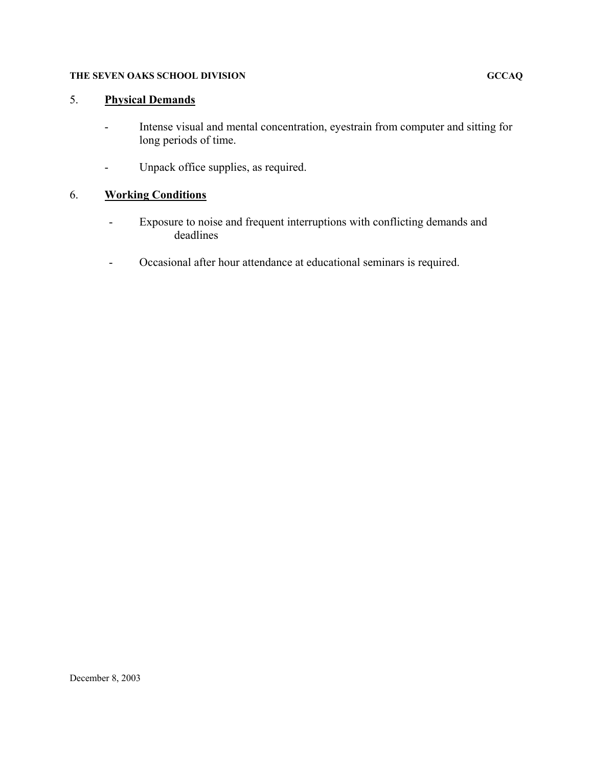## 5. **Physical Demands**

- Intense visual and mental concentration, eyestrain from computer and sitting for long periods of time.

- Unpack office supplies, as required.

## 6. **Working Conditions**

- Exposure to noise and frequent interruptions with conflicting demands and deadlines

- Occasional after hour attendance at educational seminars is required.

December 8, 2003